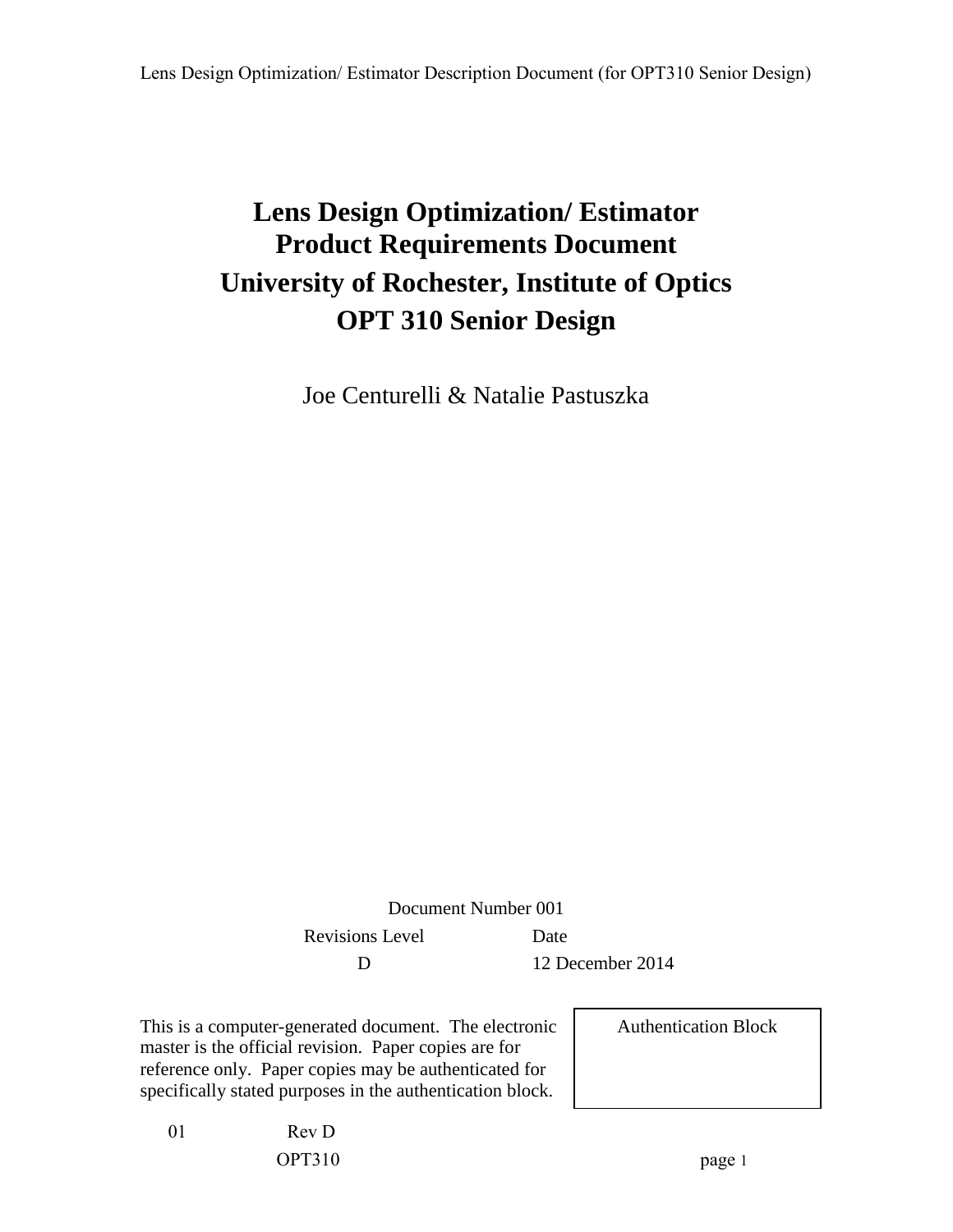# Lens Design Optimization/ Estimator
# Product Requirements Document
# University of Rochester, Institute of Optics
# OPT 310 Senior Design

Joe Centurelli & Natalie Pastuszka

Document Number 001

| Revisions Level | Date |
|---|---|
| D | 12 December 2014 |

This is a computer-generated document. The electronic master is the official revision. Paper copies are for reference only. Paper copies may be authenticated for specifically stated purposes in the authentication block.

| Authentication Block |
|---|
| |

01 Rev D

OPT310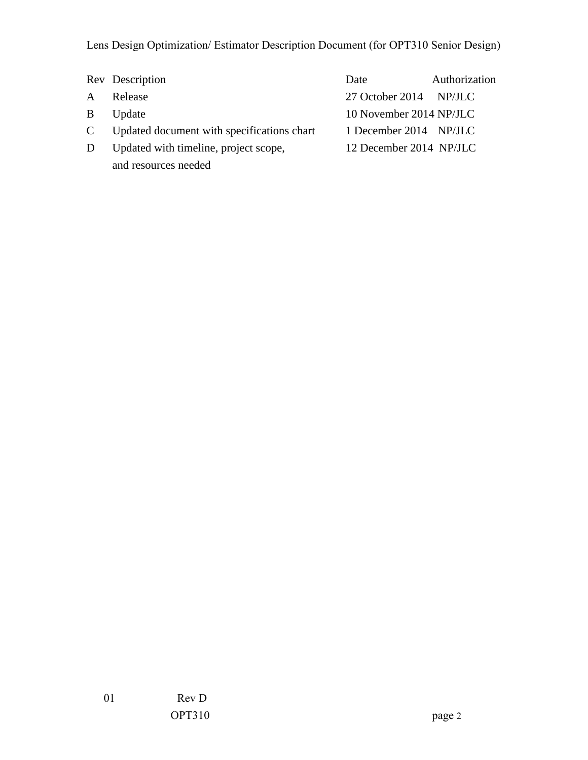Lens Design Optimization/ Estimator Description Document (for OPT310 Senior Design)

| Rev | Description | Date | Authorization |
| --- | --- | --- | --- |
| A | Release | 27 October 2014 | NP/JLC |
| B | Update | 10 November 2014 | NP/JLC |
| C | Updated document with specifications chart | 1 December 2014 | NP/JLC |
| D | Updated with timeline, project scope, and resources needed | 12 December 2014 | NP/JLC |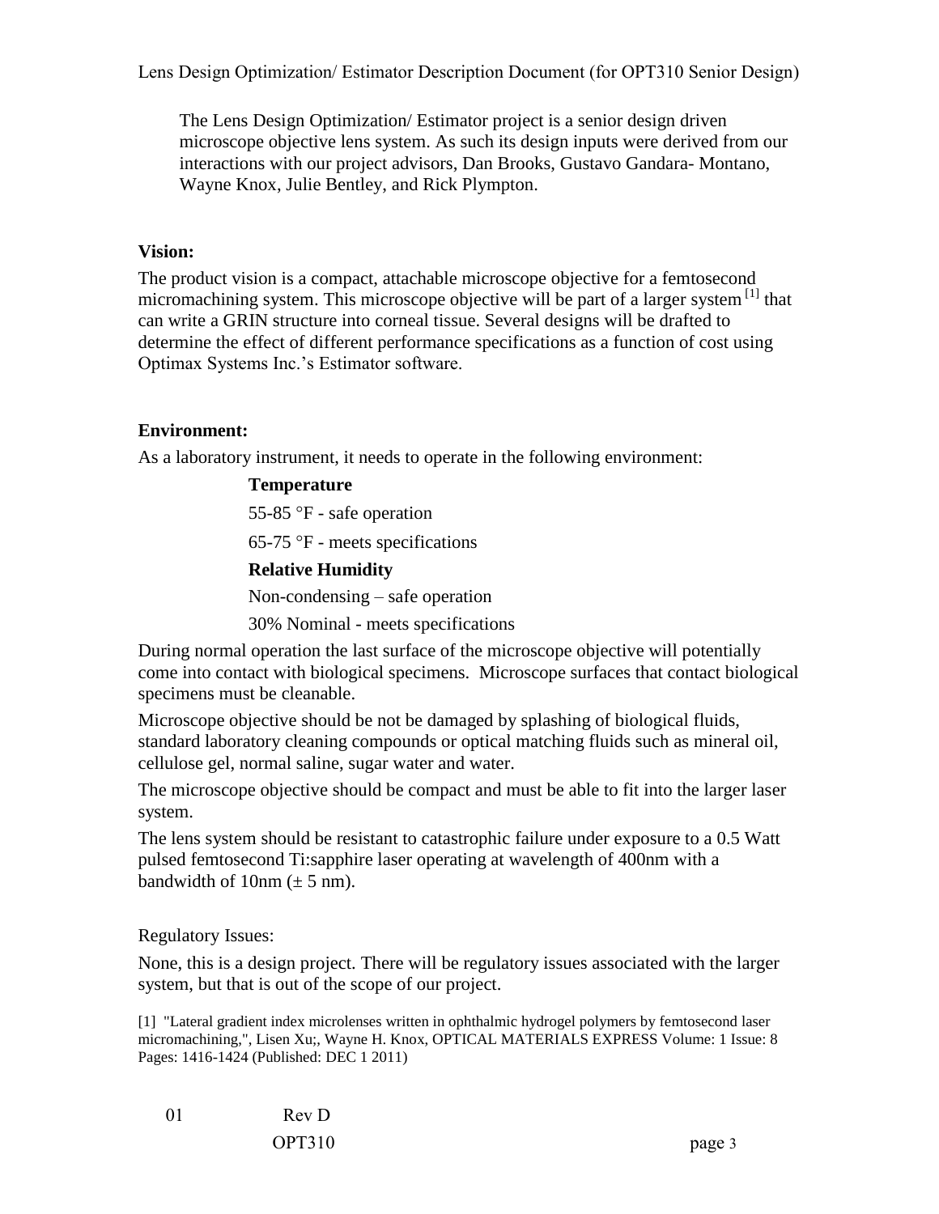The Lens Design Optimization/ Estimator project is a senior design driven microscope objective lens system. As such its design inputs were derived from our interactions with our project advisors, Dan Brooks, Gustavo Gandara- Montano, Wayne Knox, Julie Bentley, and Rick Plympton.

**Vision:**

The product vision is a compact, attachable microscope objective for a femtosecond micromachining system. This microscope objective will be part of a larger system [1] that can write a GRIN structure into corneal tissue. Several designs will be drafted to determine the effect of different performance specifications as a function of cost using Optimax Systems Inc.'s Estimator software.

**Environment:**

As a laboratory instrument, it needs to operate in the following environment:

**Temperature**

55-85 °F - safe operation

65-75 °F - meets specifications

**Relative Humidity**

Non-condensing – safe operation

30% Nominal - meets specifications

During normal operation the last surface of the microscope objective will potentially come into contact with biological specimens. Microscope surfaces that contact biological specimens must be cleanable.

Microscope objective should be not be damaged by splashing of biological fluids, standard laboratory cleaning compounds or optical matching fluids such as mineral oil, cellulose gel, normal saline, sugar water and water.

The microscope objective should be compact and must be able to fit into the larger laser system.

The lens system should be resistant to catastrophic failure under exposure to a 0.5 Watt pulsed femtosecond Ti:sapphire laser operating at wavelength of 400nm with a bandwidth of 10nm (± 5 nm).

Regulatory Issues:

None, this is a design project. There will be regulatory issues associated with the larger system, but that is out of the scope of our project.

[1] "Lateral gradient index microlenses written in ophthalmic hydrogel polymers by femtosecond laser micromachining,", Lisen Xu;, Wayne H. Knox, OPTICAL MATERIALS EXPRESS Volume: 1 Issue: 8 Pages: 1416-1424 (Published: DEC 1 2011)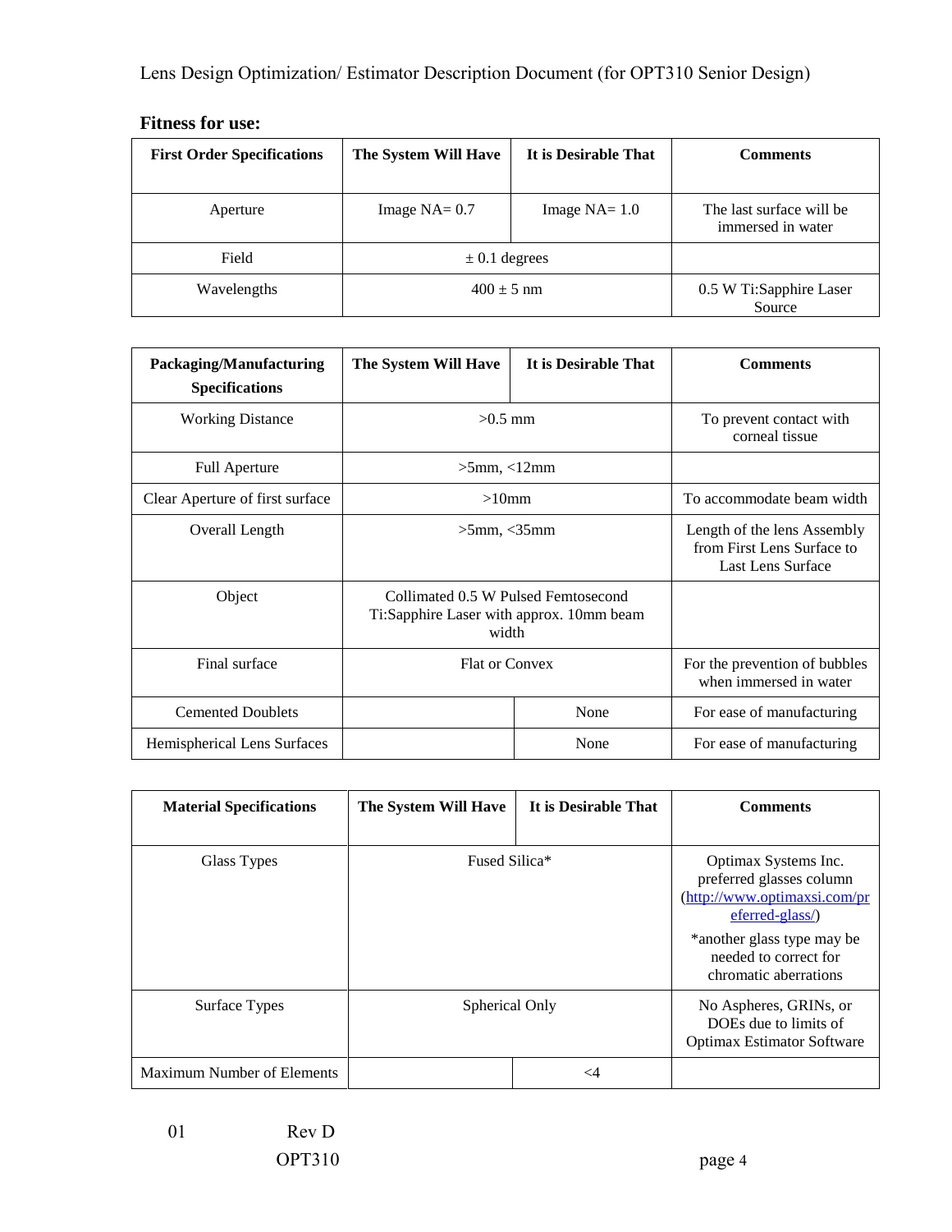## Fitness for use:

| First Order Specifications | The System Will Have | It is Desirable That | Comments |
|---|---|---|---|
| Aperture | Image NA= 0.7 | Image NA= 1.0 | The last surface will be immersed in water |
| Field | ± 0.1 degrees | | |
| Wavelengths | 400 ± 5 nm | | 0.5 W Ti:Sapphire Laser Source |

| Packaging/Manufacturing Specifications | The System Will Have | It is Desirable That | Comments |
|---|---|---|---|
| Working Distance | >0.5 mm | | To prevent contact with corneal tissue |
| Full Aperture | >5mm, <12mm | | |
| Clear Aperture of first surface | >10mm | | To accommodate beam width |
| Overall Length | >5mm, <35mm | | Length of the lens Assembly from First Lens Surface to Last Lens Surface |
| Object | Collimated 0.5 W Pulsed Femtosecond Ti:Sapphire Laser with approx. 10mm beam width | | |
| Final surface | Flat or Convex | | For the prevention of bubbles when immersed in water |
| Cemented Doublets | | None | For ease of manufacturing |
| Hemispherical Lens Surfaces | | None | For ease of manufacturing |

| Material Specifications | The System Will Have | It is Desirable That | Comments |
|---|---|---|---|
| Glass Types | Fused Silica* | | Optimax Systems Inc. preferred glasses column (http://www.optimaxsi.com/preferred-glass/) *another glass type may be needed to correct for chromatic aberrations |
| Surface Types | Spherical Only | | No Aspheres, GRINs, or DOEs due to limits of Optimax Estimator Software |
| Maximum Number of Elements | | <4 | |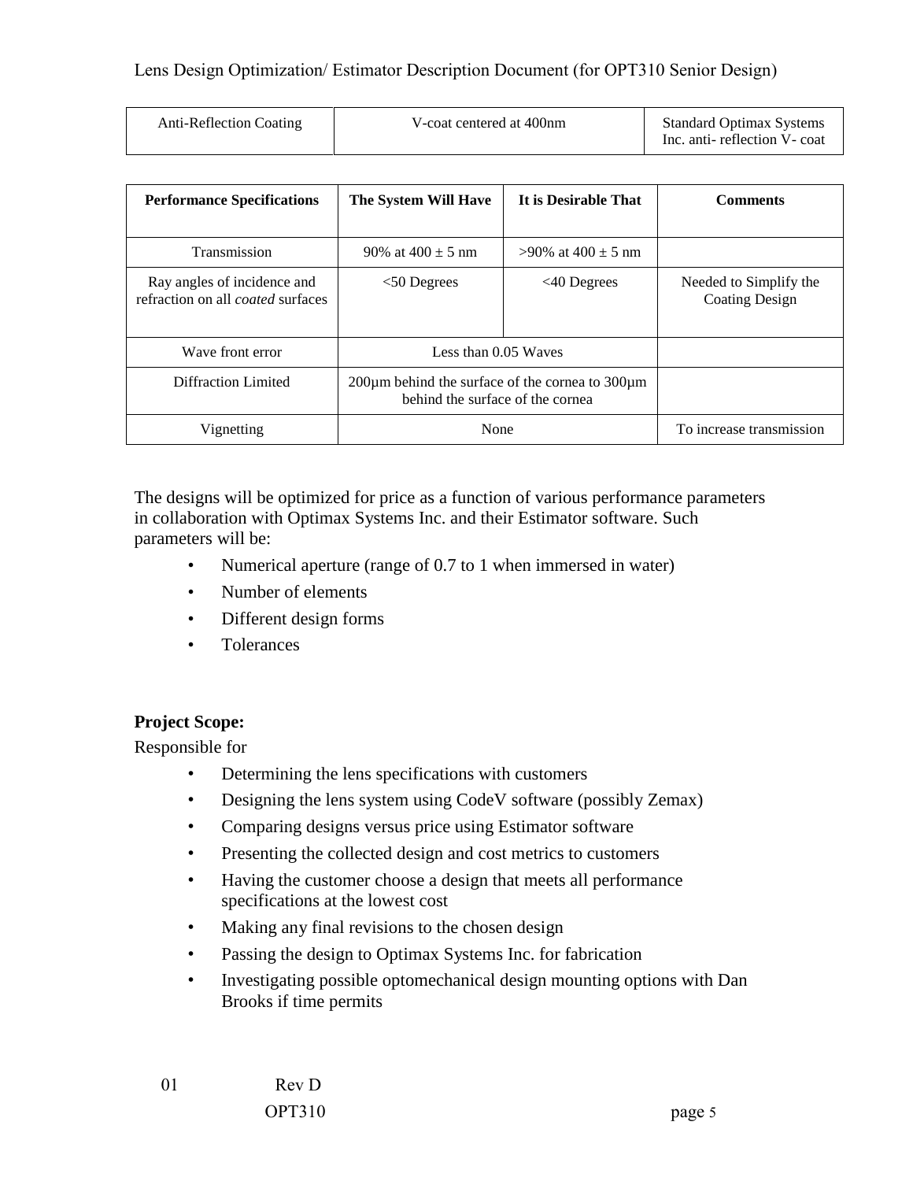| Anti-Reflection Coating | V-coat centered at 400nm | Standard Optimax Systems Inc. anti- reflection V- coat |
|---|---|---|

| Performance Specifications | The System Will Have | It is Desirable That | Comments |
|---|---|---|---|
| Transmission | 90% at 400 ± 5 nm | >90% at 400 ± 5 nm | |
| Ray angles of incidence and refraction on all *coated* surfaces | <50 Degrees | <40 Degrees | Needed to Simplify the Coating Design |
| Wave front error | Less than 0.05 Waves | | |
| Diffraction Limited | 200µm behind the surface of the cornea to 300µm behind the surface of the cornea | | |
| Vignetting | None | | To increase transmission |

The designs will be optimized for price as a function of various performance parameters in collaboration with Optimax Systems Inc. and their Estimator software. Such parameters will be:

- Numerical aperture (range of 0.7 to 1 when immersed in water)
- Number of elements
- Different design forms
- Tolerances

**Project Scope:**

Responsible for

- Determining the lens specifications with customers
- Designing the lens system using CodeV software (possibly Zemax)
- Comparing designs versus price using Estimator software
- Presenting the collected design and cost metrics to customers
- Having the customer choose a design that meets all performance specifications at the lowest cost
- Making any final revisions to the chosen design
- Passing the design to Optimax Systems Inc. for fabrication
- Investigating possible optomechanical design mounting options with Dan Brooks if time permits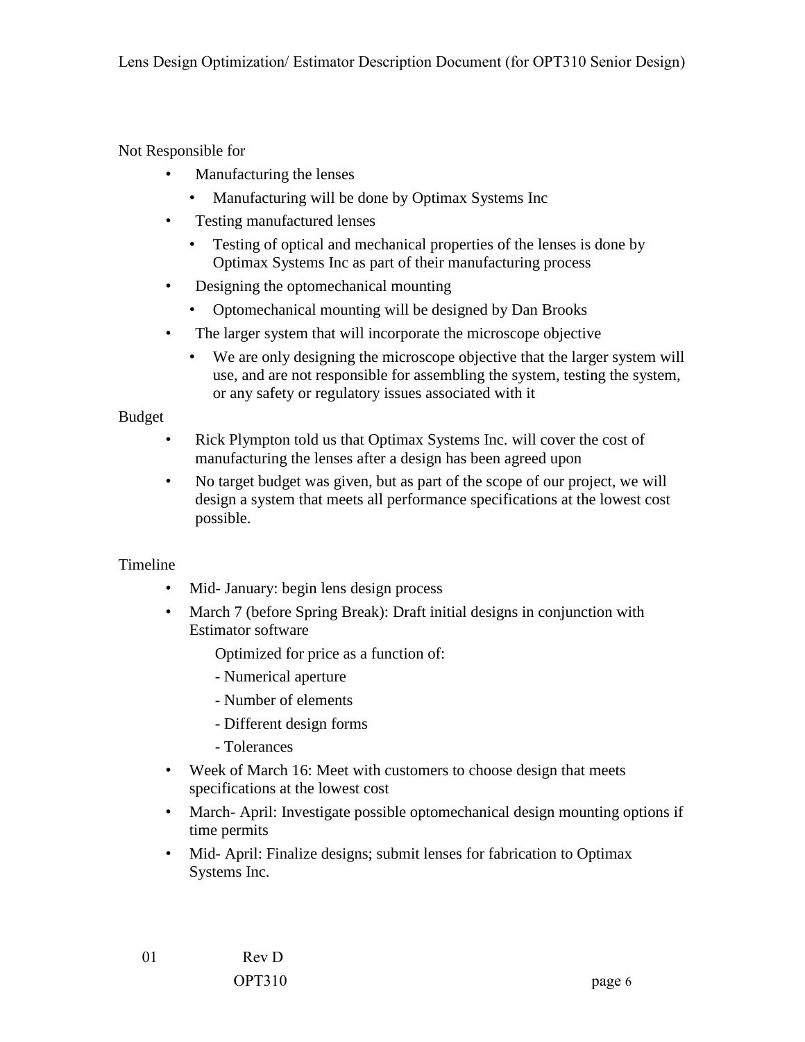Not Responsible for

- Manufacturing the lenses
  - Manufacturing will be done by Optimax Systems Inc
- Testing manufactured lenses
  - Testing of optical and mechanical properties of the lenses is done by Optimax Systems Inc as part of their manufacturing process
- Designing the optomechanical mounting
  - Optomechanical mounting will be designed by Dan Brooks
- The larger system that will incorporate the microscope objective
  - We are only designing the microscope objective that the larger system will use, and are not responsible for assembling the system, testing the system, or any safety or regulatory issues associated with it

Budget

- Rick Plympton told us that Optimax Systems Inc. will cover the cost of manufacturing the lenses after a design has been agreed upon
- No target budget was given, but as part of the scope of our project, we will design a system that meets all performance specifications at the lowest cost possible.

Timeline

- Mid- January: begin lens design process
- March 7 (before Spring Break): Draft initial designs in conjunction with Estimator software

  Optimized for price as a function of:

  - Numerical aperture
  - Number of elements
  - Different design forms
  - Tolerances
- Week of March 16: Meet with customers to choose design that meets specifications at the lowest cost
- March- April: Investigate possible optomechanical design mounting options if time permits
- Mid- April: Finalize designs; submit lenses for fabrication to Optimax Systems Inc.